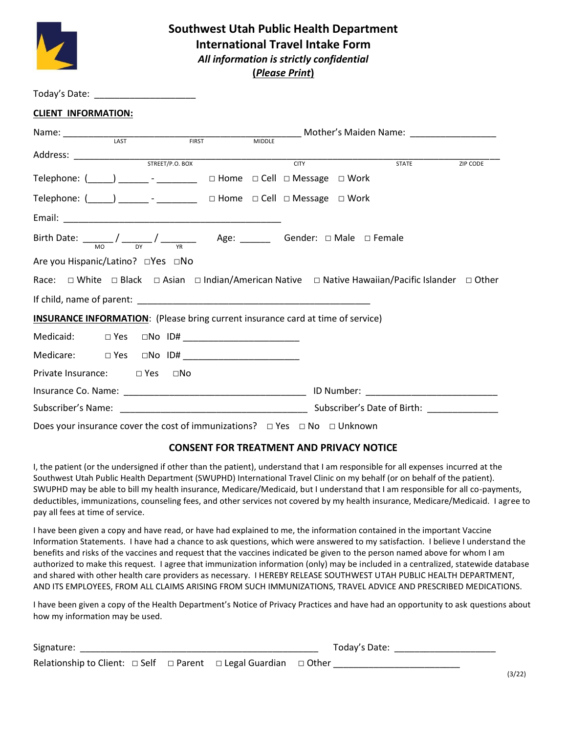# Southwest Utah Public Health Department
## International Travel Intake Form
***All information is strictly confidential***
**(*Please Print*)**

Today's Date: ____________________

**CLIENT INFORMATION:**

Name: ______________________________________________ Mother's Maiden Name: _________________
LAST FIRST MIDDLE

Address: __________________________________________________________________________________
STREET/P.O. BOX CITY STATE ZIP CODE

Telephone: (_____) ______ - ________ □ Home □ Cell □ Message □ Work

Telephone: (_____) ______ - ________ □ Home □ Cell □ Message □ Work

Email: ___________________________________________

Birth Date: ______ / ______ / _______ Age: ______ Gender: □ Male □ Female
MO DY YR

Are you Hispanic/Latino? □Yes □No

Race: □ White □ Black □ Asian □ Indian/American Native □ Native Hawaiian/Pacific Islander □ Other

If child, name of parent: ______________________________________________

**INSURANCE INFORMATION**: (Please bring current insurance card at time of service)

Medicaid: □ Yes □No ID# ______________________

Medicare: □ Yes □No ID# ______________________

Private Insurance: □ Yes □No

Insurance Co. Name: ____________________________________ ID Number: __________________________

Subscriber's Name: _____________________________________ Subscriber's Date of Birth: ______________

Does your insurance cover the cost of immunizations? □ Yes □ No □ Unknown

### CONSENT FOR TREATMENT AND PRIVACY NOTICE

I, the patient (or the undersigned if other than the patient), understand that I am responsible for all expenses incurred at the Southwest Utah Public Health Department (SWUPHD) International Travel Clinic on my behalf (or on behalf of the patient). SWUPHD may be able to bill my health insurance, Medicare/Medicaid, but I understand that I am responsible for all co-payments, deductibles, immunizations, counseling fees, and other services not covered by my health insurance, Medicare/Medicaid. I agree to pay all fees at time of service.

I have been given a copy and have read, or have had explained to me, the information contained in the important Vaccine Information Statements. I have had a chance to ask questions, which were answered to my satisfaction. I believe I understand the benefits and risks of the vaccines and request that the vaccines indicated be given to the person named above for whom I am authorized to make this request. I agree that immunization information (only) may be included in a centralized, statewide database and shared with other health care providers as necessary. I HEREBY RELEASE SOUTHWEST UTAH PUBLIC HEALTH DEPARTMENT, AND ITS EMPLOYEES, FROM ALL CLAIMS ARISING FROM SUCH IMMUNIZATIONS, TRAVEL ADVICE AND PRESCRIBED MEDICATIONS.

I have been given a copy of the Health Department's Notice of Privacy Practices and have had an opportunity to ask questions about how my information may be used.

Signature: ________________________________________________ Today's Date: ____________________

Relationship to Client: □ Self □ Parent □ Legal Guardian □ Other _________________________

(3/22)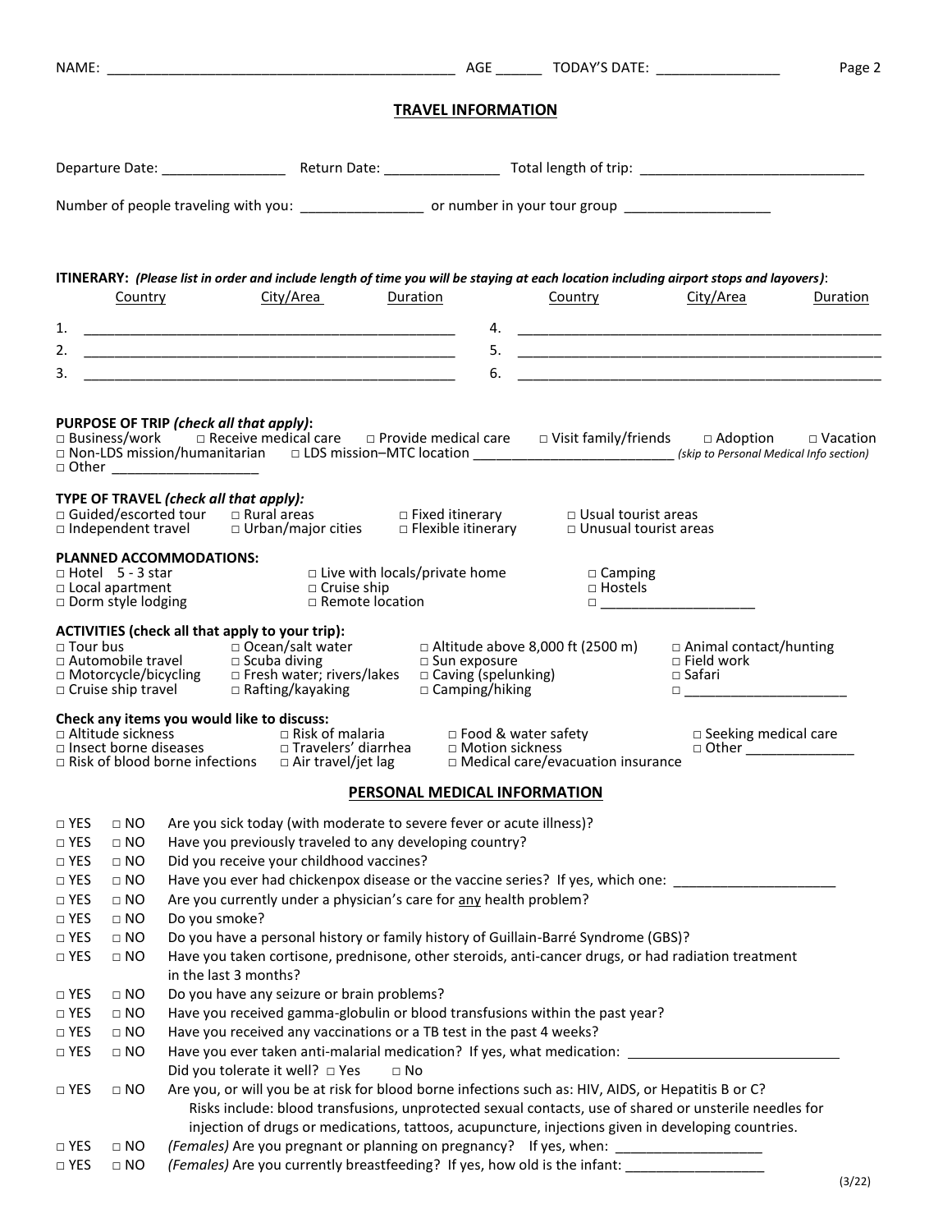NAME: _____________________________________________ AGE ______ TODAY'S DATE: ________________

## TRAVEL INFORMATION

Departure Date: ________________ Return Date: _______________ Total length of trip: _____________________________

Number of people traveling with you: ________________ or number in your tour group ____________________

**ITINERARY:** ***(Please list in order and include length of time you will be staying at each location including airport stops and layovers)***:

| | Country | City/Area | Duration | | Country | City/Area | Duration |
|---|---|---|---|---|---|---|---|
| 1. | | | | 4. | | | |
| 2. | | | | 5. | | | |
| 3. | | | | 6. | | | |

**PURPOSE OF TRIP** ***(check all that apply)***:

□ Business/work □ Receive medical care □ Provide medical care □ Visit family/friends □ Adoption □ Vacation
□ Non-LDS mission/humanitarian □ LDS mission–MTC location ___________________________ *(skip to Personal Medical Info section)*
□ Other ___________________

**TYPE OF TRAVEL** ***(check all that apply)***:

□ Guided/escorted tour □ Rural areas □ Fixed itinerary □ Usual tourist areas
□ Independent travel □ Urban/major cities □ Flexible itinerary □ Unusual tourist areas

**PLANNED ACCOMMODATIONS:**

□ Hotel 5 - 3 star □ Live with locals/private home □ Camping
□ Local apartment □ Cruise ship □ Hostels
□ Dorm style lodging □ Remote location □ ____________________

**ACTIVITIES (check all that apply to your trip):**

□ Tour bus □ Ocean/salt water □ Altitude above 8,000 ft (2500 m) □ Animal contact/hunting
□ Automobile travel □ Scuba diving □ Sun exposure □ Field work
□ Motorcycle/bicycling □ Fresh water; rivers/lakes □ Caving (spelunking) □ Safari
□ Cruise ship travel □ Rafting/kayaking □ Camping/hiking □ _____________________

**Check any items you would like to discuss:**

□ Altitude sickness □ Risk of malaria □ Food & water safety □ Seeking medical care
□ Insect borne diseases □ Travelers' diarrhea □ Motion sickness □ Other ______________
□ Risk of blood borne infections □ Air travel/jet lag □ Medical care/evacuation insurance

## PERSONAL MEDICAL INFORMATION

□ YES □ NO Are you sick today (with moderate to severe fever or acute illness)?

□ YES □ NO Have you previously traveled to any developing country?

□ YES □ NO Did you receive your childhood vaccines?

□ YES □ NO Have you ever had chickenpox disease or the vaccine series? If yes, which one: _____________________

□ YES □ NO Are you currently under a physician's care for <u>any</u> health problem?

□ YES □ NO Do you smoke?

□ YES □ NO Do you have a personal history or family history of Guillain-Barré Syndrome (GBS)?

□ YES □ NO Have you taken cortisone, prednisone, other steroids, anti-cancer drugs, or had radiation treatment in the last 3 months?

□ YES □ NO Do you have any seizure or brain problems?

□ YES □ NO Have you received gamma-globulin or blood transfusions within the past year?

□ YES □ NO Have you received any vaccinations or a TB test in the past 4 weeks?

□ YES □ NO Have you ever taken anti-malarial medication? If yes, what medication: ___________________________
Did you tolerate it well? □ Yes □ No

□ YES □ NO Are you, or will you be at risk for blood borne infections such as: HIV, AIDS, or Hepatitis B or C?
Risks include: blood transfusions, unprotected sexual contacts, use of shared or unsterile needles for injection of drugs or medications, tattoos, acupuncture, injections given in developing countries.

□ YES □ NO *(Females)* Are you pregnant or planning on pregnancy? If yes, when: ___________________

□ YES □ NO *(Females)* Are you currently breastfeeding? If yes, how old is the infant: __________________

(3/22)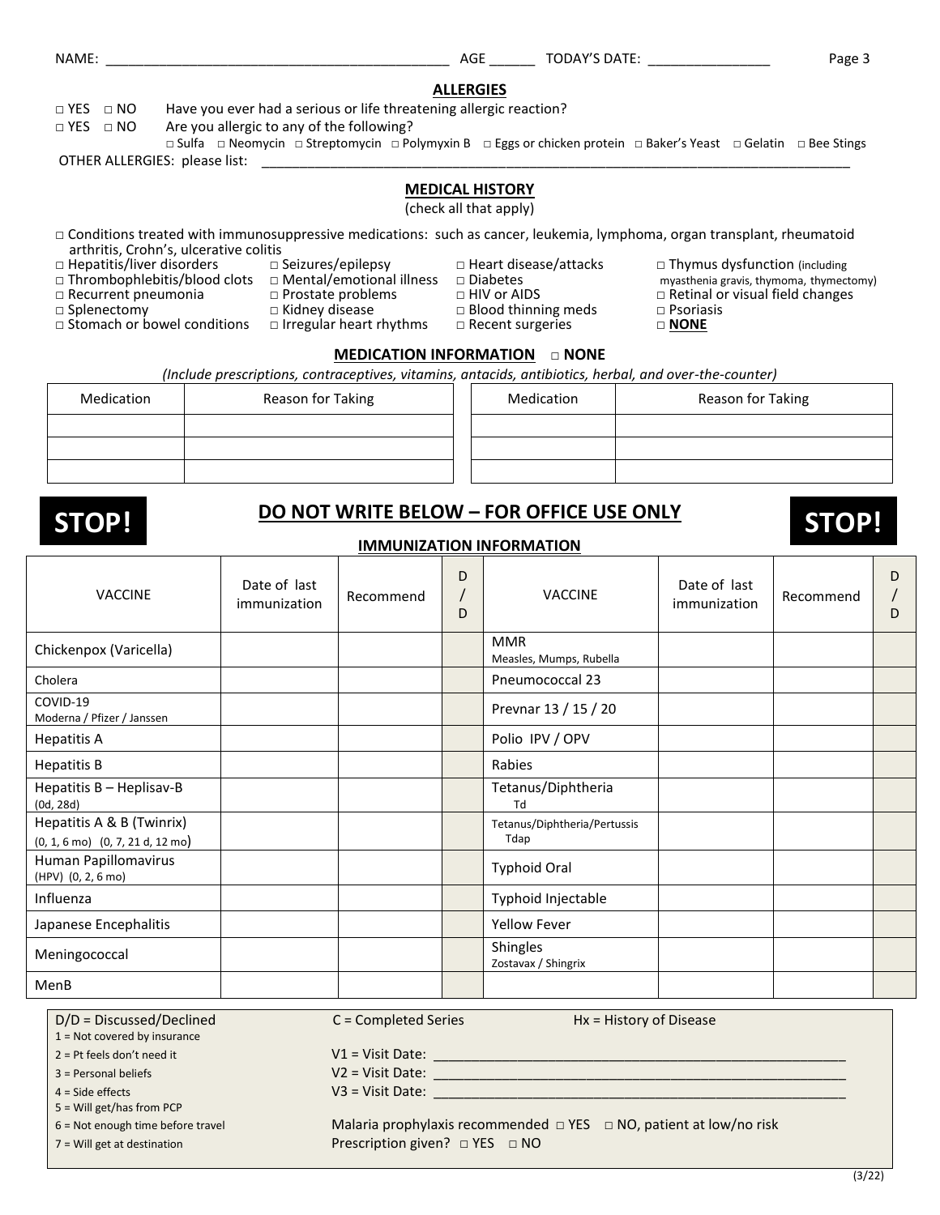NAME: ____________________________________________ AGE ______ TODAY'S DATE: ________________

## ALLERGIES

□ YES □ NO Have you ever had a serious or life threatening allergic reaction?

□ YES □ NO Are you allergic to any of the following?

□ Sulfa □ Neomycin □ Streptomycin □ Polymyxin B □ Eggs or chicken protein □ Baker's Yeast □ Gelatin □ Bee Stings

OTHER ALLERGIES: please list: ________________________________________________________________________________

## MEDICAL HISTORY

(check all that apply)

□ Conditions treated with immunosuppressive medications: such as cancer, leukemia, lymphoma, organ transplant, rheumatoid arthritis, Crohn's, ulcerative colitis

□ Hepatitis/liver disorders
□ Thrombophlebitis/blood clots
□ Recurrent pneumonia
□ Splenectomy
□ Stomach or bowel conditions
□ Seizures/epilepsy
□ Mental/emotional illness
□ Prostate problems
□ Kidney disease
□ Irregular heart rhythms
□ Heart disease/attacks
□ Diabetes
□ HIV or AIDS
□ Blood thinning meds
□ Recent surgeries
□ Thymus dysfunction (including myasthenia gravis, thymoma, thymectomy)
□ Retinal or visual field changes
□ Psoriasis
□ **NONE**

## MEDICATION INFORMATION □ NONE

*(Include prescriptions, contraceptives, vitamins, antacids, antibiotics, herbal, and over-the-counter)*

| Medication | Reason for Taking | Medication | Reason for Taking |
|---|---|---|---|
| | | | |
| | | | |
| | | | |

**STOP!** **DO NOT WRITE BELOW – FOR OFFICE USE ONLY** **STOP!**

### IMMUNIZATION INFORMATION

| VACCINE | Date of last immunization | Recommend | D / D | VACCINE | Date of last immunization | Recommend | D / D |
|---|---|---|---|---|---|---|---|
| Chickenpox (Varicella) | | | | MMR<br>Measles, Mumps, Rubella | | | |
| Cholera | | | | Pneumococcal 23 | | | |
| COVID-19<br>Moderna / Pfizer / Janssen | | | | Prevnar 13 / 15 / 20 | | | |
| Hepatitis A | | | | Polio IPV / OPV | | | |
| Hepatitis B | | | | Rabies | | | |
| Hepatitis B – Heplisav-B<br>(0d, 28d) | | | | Tetanus/Diphtheria<br>Td | | | |
| Hepatitis A & B (Twinrix)<br>(0, 1, 6 mo) (0, 7, 21 d, 12 mo) | | | | Tetanus/Diphtheria/Pertussis<br>Tdap | | | |
| Human Papillomavirus<br>(HPV) (0, 2, 6 mo) | | | | Typhoid Oral | | | |
| Influenza | | | | Typhoid Injectable | | | |
| Japanese Encephalitis | | | | Yellow Fever | | | |
| Meningococcal | | | | Shingles<br>Zostavax / Shingrix | | | |
| MenB | | | | | | | |

D/D = Discussed/Declined C = Completed Series Hx = History of Disease

1 = Not covered by insurance
2 = Pt feels don't need it
3 = Personal beliefs
4 = Side effects
5 = Will get/has from PCP
6 = Not enough time before travel
7 = Will get at destination

V1 = Visit Date: ______________________________________________________

V2 = Visit Date: ______________________________________________________

V3 = Visit Date: ______________________________________________________

Malaria prophylaxis recommended □ YES □ NO, patient at low/no risk

Prescription given? □ YES □ NO

(3/22)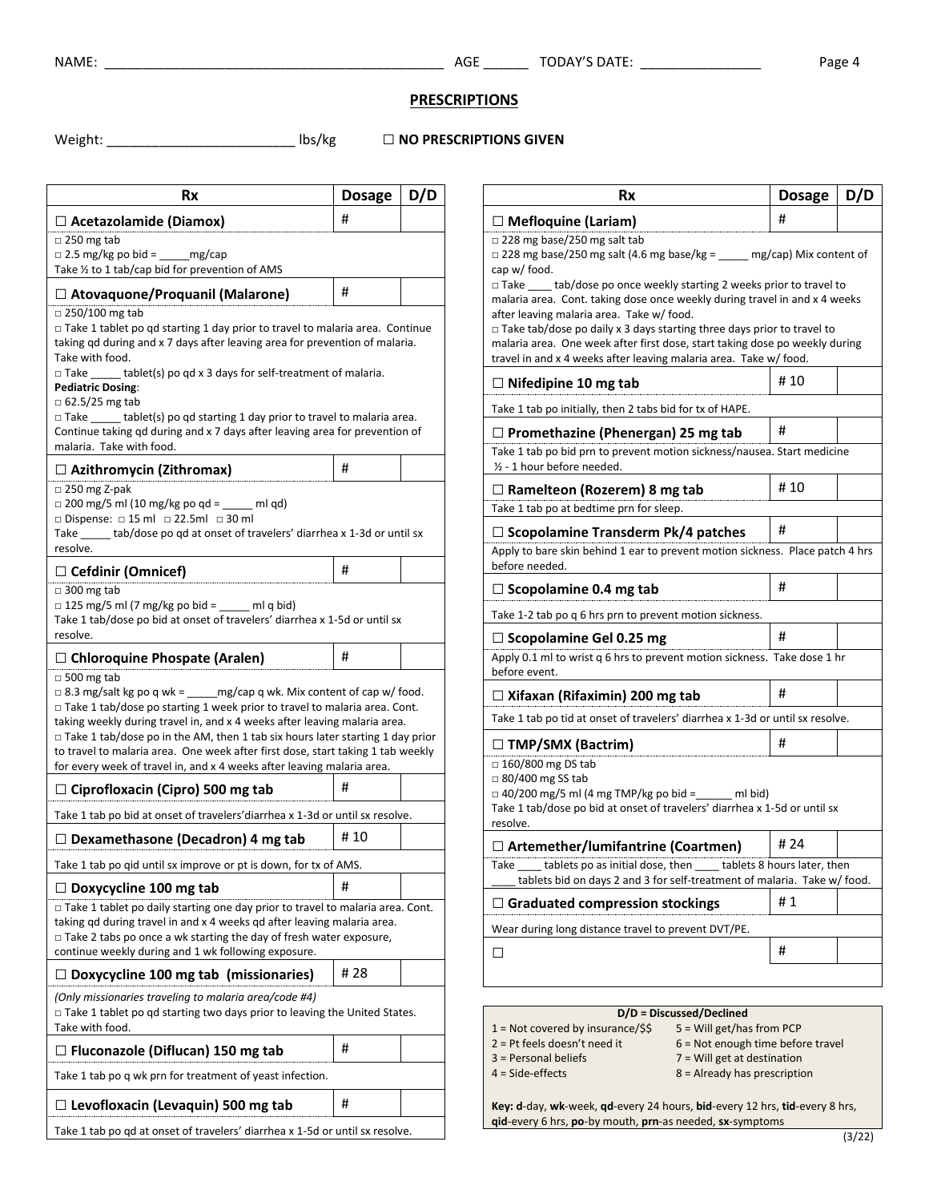NAME: ____________________________________________ AGE ______ TODAY'S DATE: ________________

## PRESCRIPTIONS

Weight: _________________________ lbs/kg ☐ **NO PRESCRIPTIONS GIVEN**

| Rx | Dosage | D/D |
|---|---|---|
| ☐ **Acetazolamide (Diamox)** | # | |
| □ 250 mg tab<br>□ 2.5 mg/kg po bid = _____mg/cap<br>Take ½ to 1 tab/cap bid for prevention of AMS | | |
| ☐ **Atovaquone/Proquanil (Malarone)** | # | |
| □ 250/100 mg tab<br>□ Take 1 tablet po qd starting 1 day prior to travel to malaria area. Continue taking qd during and x 7 days after leaving area for prevention of malaria. Take with food.<br>□ Take _____ tablet(s) po qd x 3 days for self-treatment of malaria.<br>**Pediatric Dosing**:<br>□ 62.5/25 mg tab<br>□ Take _____ tablet(s) po qd starting 1 day prior to travel to malaria area. Continue taking qd during and x 7 days after leaving area for prevention of malaria. Take with food. | | |
| ☐ **Azithromycin (Zithromax)** | # | |
| □ 250 mg Z-pak<br>□ 200 mg/5 ml (10 mg/kg po qd = _____ ml qd)<br>□ Dispense: □ 15 ml □ 22.5ml □ 30 ml<br>Take _____ tab/dose po qd at onset of travelers' diarrhea x 1-3d or until sx resolve. | | |
| ☐ **Cefdinir (Omnicef)** | # | |
| □ 300 mg tab<br>□ 125 mg/5 ml (7 mg/kg po bid = _____ ml q bid)<br>Take 1 tab/dose po bid at onset of travelers' diarrhea x 1-5d or until sx resolve. | | |
| ☐ **Chloroquine Phospate (Aralen)** | # | |
| □ 500 mg tab<br>□ 8.3 mg/salt kg po q wk = _____mg/cap q wk. Mix content of cap w/ food.<br>□ Take 1 tab/dose po starting 1 week prior to travel to malaria area. Cont. taking weekly during travel in, and x 4 weeks after leaving malaria area.<br>□ Take 1 tab/dose po in the AM, then 1 tab six hours later starting 1 day prior to travel to malaria area. One week after first dose, start taking 1 tab weekly for every week of travel in, and x 4 weeks after leaving malaria area. | | |
| ☐ **Ciprofloxacin (Cipro) 500 mg tab** | # | |
| Take 1 tab po bid at onset of travelers'diarrhea x 1-3d or until sx resolve. | | |
| ☐ **Dexamethasone (Decadron) 4 mg tab** | # 10 | |
| Take 1 tab po qid until sx improve or pt is down, for tx of AMS. | | |
| ☐ **Doxycycline 100 mg tab** | # | |
| □ Take 1 tablet po daily starting one day prior to travel to malaria area. Cont. taking qd during travel in and x 4 weeks qd after leaving malaria area.<br>□ Take 2 tabs po once a wk starting the day of fresh water exposure, continue weekly during and 1 wk following exposure. | | |
| ☐ **Doxycycline 100 mg tab (missionaries)** | # 28 | |
| *(Only missionaries traveling to malaria area/code #4)*<br>□ Take 1 tablet po qd starting two days prior to leaving the United States. Take with food. | | |
| ☐ **Fluconazole (Diflucan) 150 mg tab** | # | |
| Take 1 tab po q wk prn for treatment of yeast infection. | | |
| ☐ **Levofloxacin (Levaquin) 500 mg tab** | # | |
| Take 1 tab po qd at onset of travelers' diarrhea x 1-5d or until sx resolve. | | |
| ☐ **Mefloquine (Lariam)** | # | |
| □ 228 mg base/250 mg salt tab<br>□ 228 mg base/250 mg salt (4.6 mg base/kg = _____ mg/cap) Mix content of cap w/ food.<br>□ Take ____ tab/dose po once weekly starting 2 weeks prior to travel to malaria area. Cont. taking dose once weekly during travel in and x 4 weeks after leaving malaria area. Take w/ food.<br>□ Take tab/dose po daily x 3 days starting three days prior to travel to malaria area. One week after first dose, start taking dose po weekly during travel in and x 4 weeks after leaving malaria area. Take w/ food. | | |
| ☐ **Nifedipine 10 mg tab** | # 10 | |
| Take 1 tab po initially, then 2 tabs bid for tx of HAPE. | | |
| ☐ **Promethazine (Phenergan) 25 mg tab** | # | |
| Take 1 tab po bid prn to prevent motion sickness/nausea. Start medicine ½ - 1 hour before needed. | | |
| ☐ **Ramelteon (Rozerem) 8 mg tab** | # 10 | |
| Take 1 tab po at bedtime prn for sleep. | | |
| ☐ **Scopolamine Transderm Pk/4 patches** | # | |
| Apply to bare skin behind 1 ear to prevent motion sickness. Place patch 4 hrs before needed. | | |
| ☐ **Scopolamine 0.4 mg tab** | # | |
| Take 1-2 tab po q 6 hrs prn to prevent motion sickness. | | |
| ☐ **Scopolamine Gel 0.25 mg** | # | |
| Apply 0.1 ml to wrist q 6 hrs to prevent motion sickness. Take dose 1 hr before event. | | |
| ☐ **Xifaxan (Rifaximin) 200 mg tab** | # | |
| Take 1 tab po tid at onset of travelers' diarrhea x 1-3d or until sx resolve. | | |
| ☐ **TMP/SMX (Bactrim)** | # | |
| □ 160/800 mg DS tab<br>□ 80/400 mg SS tab<br>□ 40/200 mg/5 ml (4 mg TMP/kg po bid =______ ml bid)<br>Take 1 tab/dose po bid at onset of travelers' diarrhea x 1-5d or until sx resolve. | | |
| ☐ **Artemether/lumifantrine (Coartmen)** | # 24 | |
| Take ____ tablets po as initial dose, then ____ tablets 8 hours later, then ____ tablets bid on days 2 and 3 for self-treatment of malaria. Take w/ food. | | |
| ☐ **Graduated compression stockings** | # 1 | |
| Wear during long distance travel to prevent DVT/PE. | | |
| ☐ | # | |

**D/D = Discussed/Declined**

| | |
|---|---|
| 1 = Not covered by insurance/$$ | 5 = Will get/has from PCP |
| 2 = Pt feels doesn't need it | 6 = Not enough time before travel |
| 3 = Personal beliefs | 7 = Will get at destination |
| 4 = Side-effects | 8 = Already has prescription |

**Key: d**-day, **wk**-week, **qd**-every 24 hours, **bid**-every 12 hrs, **tid**-every 8 hrs, **qid**-every 6 hrs, **po**-by mouth, **prn**-as needed, **sx**-symptoms

(3/22)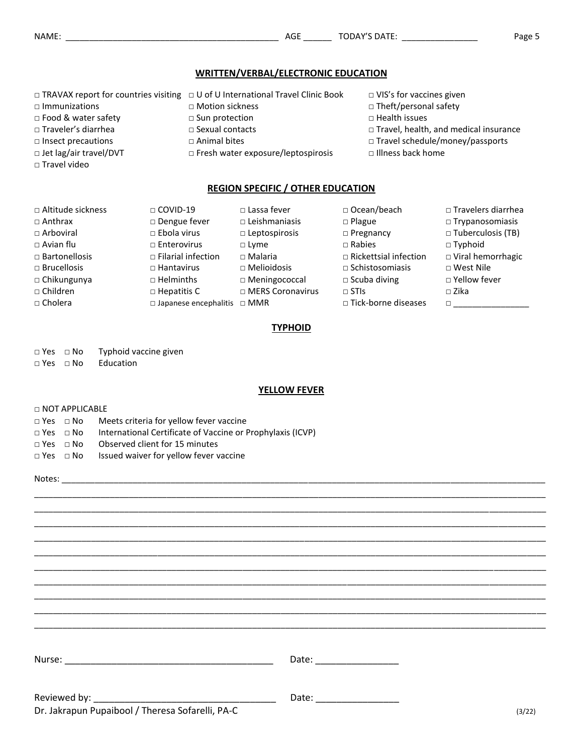NAME: ___________________________________________ AGE ______ TODAY'S DATE: _______________

## WRITTEN/VERBAL/ELECTRONIC EDUCATION

□ TRAVAX report for countries visiting
□ Immunizations
□ Food & water safety
□ Traveler's diarrhea
□ Insect precautions
□ Jet lag/air travel/DVT
□ Travel video
□ U of U International Travel Clinic Book
□ Motion sickness
□ Sun protection
□ Sexual contacts
□ Animal bites
□ Fresh water exposure/leptospirosis
□ VIS's for vaccines given
□ Theft/personal safety
□ Health issues
□ Travel, health, and medical insurance
□ Travel schedule/money/passports
□ Illness back home

## REGION SPECIFIC / OTHER EDUCATION

□ Altitude sickness
□ Anthrax
□ Arboviral
□ Avian flu
□ Bartonellosis
□ Brucellosis
□ Chikungunya
□ Children
□ Cholera
□ COVID-19
□ Dengue fever
□ Ebola virus
□ Enterovirus
□ Filarial infection
□ Hantavirus
□ Helminths
□ Hepatitis C
□ Japanese encephalitis
□ Lassa fever
□ Leishmaniasis
□ Leptospirosis
□ Lyme
□ Malaria
□ Melioidosis
□ Meningococcal
□ MERS Coronavirus
□ MMR
□ Ocean/beach
□ Plague
□ Pregnancy
□ Rabies
□ Rickettsial infection
□ Schistosomiasis
□ Scuba diving
□ STIs
□ Tick-borne diseases
□ Travelers diarrhea
□ Trypanosomiasis
□ Tuberculosis (TB)
□ Typhoid
□ Viral hemorrhagic
□ West Nile
□ Yellow fever
□ Zika
□ ________________

## TYPHOID

□ Yes □ No Typhoid vaccine given
□ Yes □ No Education

## YELLOW FEVER

□ NOT APPLICABLE
□ Yes □ No Meets criteria for yellow fever vaccine
□ Yes □ No International Certificate of Vaccine or Prophylaxis (ICVP)
□ Yes □ No Observed client for 15 minutes
□ Yes □ No Issued waiver for yellow fever vaccine

Notes: ______________________________________________________________________________________________
______________________________________________________________________________________________________
______________________________________________________________________________________________________
______________________________________________________________________________________________________
______________________________________________________________________________________________________
______________________________________________________________________________________________________
______________________________________________________________________________________________________
______________________________________________________________________________________________________
______________________________________________________________________________________________________
______________________________________________________________________________________________________
______________________________________________________________________________________________________

Nurse: ________________________________________ Date: ________________

Reviewed by: __________________________________ Date: ________________
Dr. Jakrapun Pupaibool / Theresa Sofarelli, PA-C

(3/22)